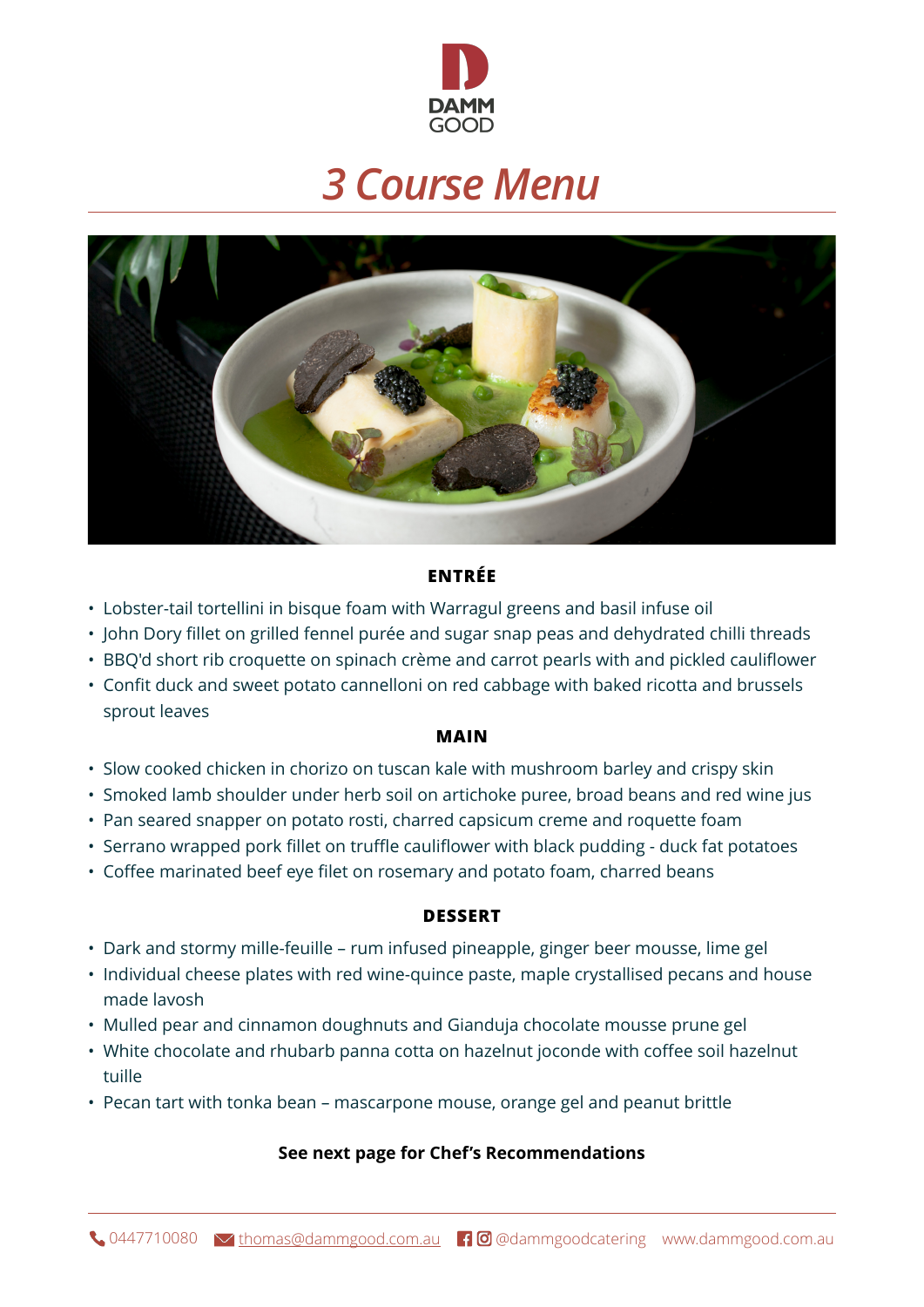DAMM GOOD

# 3 Course Menu

## ENTRÉE

- Lobster-tail tortellini in bisque foam with Warragul greens and basil infuse oil
- John Dory fillet on grilled fennel purée and sugar snap peas and dehydrated chilli threads
- BBQ'd short rib croquette on spinach crème and carrot pearls with and pickled cauliflower
- Confit duck and sweet potato cannelloni on red cabbage with baked ricotta and brussels sprout leaves

## MAIN

- Slow cooked chicken in chorizo on tuscan kale with mushroom barley and crispy skin
- Smoked lamb shoulder under herb soil on artichoke puree, broad beans and red wine jus
- Pan seared snapper on potato rosti, charred capsicum creme and roquette foam
- Serrano wrapped pork fillet on truffle cauliflower with black pudding - duck fat potatoes
- Coffee marinated beef eye filet on rosemary and potato foam, charred beans

## DESSERT

- Dark and stormy mille-feuille – rum infused pineapple, ginger beer mousse, lime gel
- Individual cheese plates with red wine-quince paste, maple crystallised pecans and house made lavosh
- Mulled pear and cinnamon doughnuts and Gianduja chocolate mousse prune gel
- White chocolate and rhubarb panna cotta on hazelnut joconde with coffee soil hazelnut tuille
- Pecan tart with tonka bean – mascarpone mouse, orange gel and peanut brittle

**See next page for Chef's Recommendations**

0447710080 | thomas@dammgood.com.au | @dammgoodcatering | www.dammgood.com.au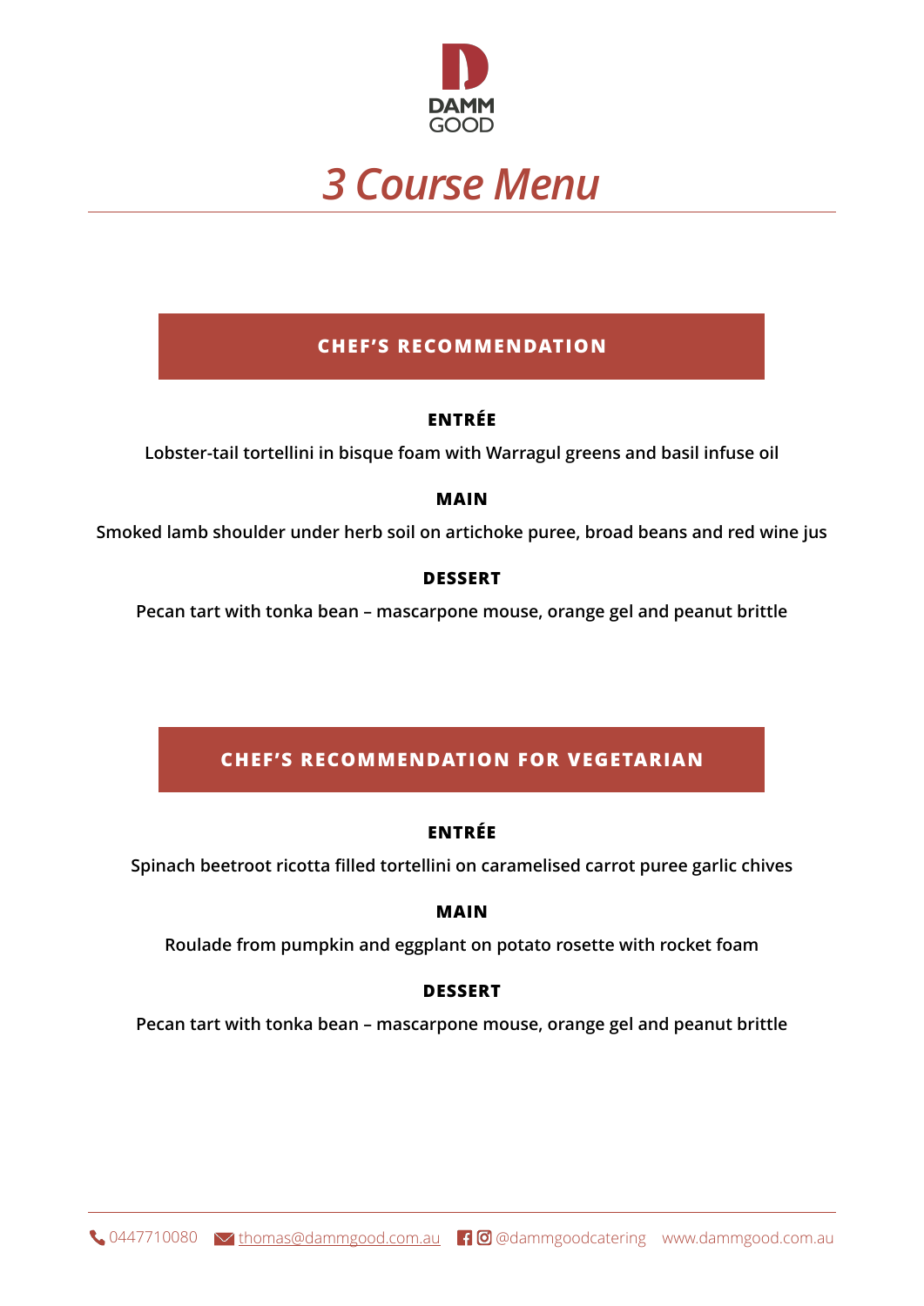DAMM GOOD

# *3 Course Menu*

## CHEF'S RECOMMENDATION

### ENTRÉE

Lobster-tail tortellini in bisque foam with Warragul greens and basil infuse oil

### MAIN

Smoked lamb shoulder under herb soil on artichoke puree, broad beans and red wine jus

### DESSERT

Pecan tart with tonka bean – mascarpone mouse, orange gel and peanut brittle

## CHEF'S RECOMMENDATION FOR VEGETARIAN

### ENTRÉE

Spinach beetroot ricotta filled tortellini on caramelised carrot puree garlic chives

### MAIN

Roulade from pumpkin and eggplant on potato rosette with rocket foam

### DESSERT

Pecan tart with tonka bean – mascarpone mouse, orange gel and peanut brittle

0447710080 thomas@dammgood.com.au @dammgoodcatering www.dammgood.com.au